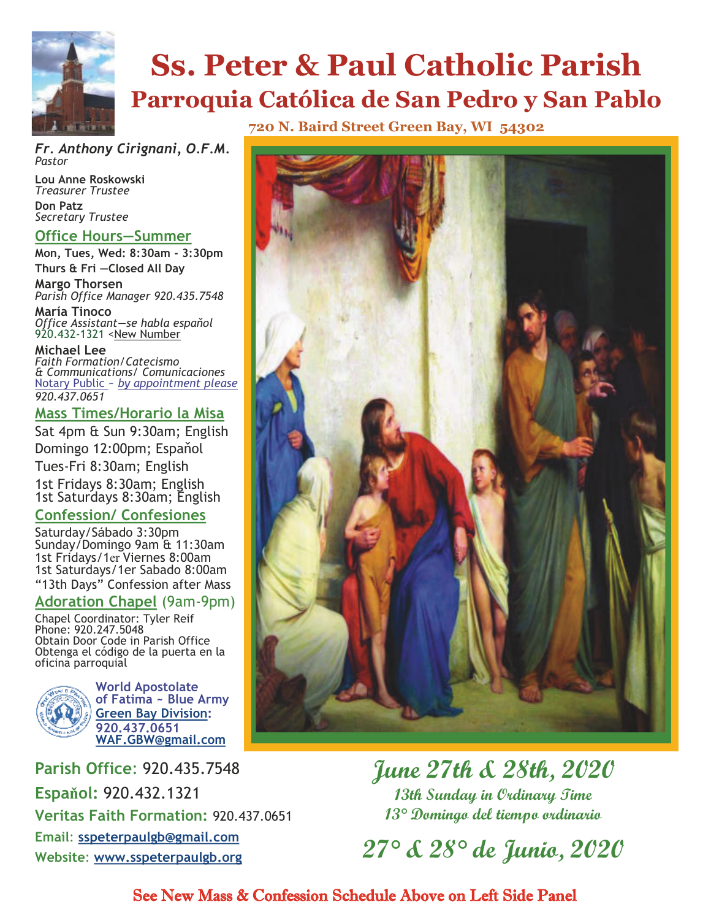# Ss. Peter & Paul Catholic Parish

## Parroquia Católica de San Pedro y San Pablo

**720 N. Baird Street Green Bay, WI 54302**

*Fr. Anthony Cirignani, O.F.M.*
*Pastor*

**Lou Anne Roskowski**
*Treasurer Trustee*

**Don Patz**
*Secretary Trustee*

### Office Hours—Summer

**Mon, Tues, Wed: 8:30am - 3:30pm**
**Thurs & Fri —Closed All Day**

**Margo Thorsen**
*Parish Office Manager 920.435.7548*

**María Tinoco**
*Office Assistant—se habla español*
920.432-1321 <New Number

**Michael Lee**
*Faith Formation/Catecismo*
*& Communications/ Comunicaciones*
Notary Public ~ *by appointment please*
*920.437.0651*

### Mass Times/Horario la Misa

Sat 4pm & Sun 9:30am; English
Domingo 12:00pm; Español
Tues-Fri 8:30am; English
1st Fridays 8:30am; English
1st Saturdays 8:30am; English

### Confession/ Confesiones

Saturday/Sábado 3:30pm
Sunday/Domingo 9am & 11:30am
1st Fridays/1er Viernes 8:00am
1st Saturdays/1er Sabado 8:00am
"13th Days" Confession after Mass

### Adoration Chapel (9am-9pm)

Chapel Coordinator: Tyler Reif
Phone: 920.247.5048
Obtain Door Code in Parish Office
Obtenga el código de la puerta en la oficina parroquial

**World Apostolate of Fatima ~ Blue Army Green Bay Division:**
**920.437.0651**
**WAF.GBW@gmail.com**

**Parish Office:** 920.435.7548
**Español:** 920.432.1321
**Veritas Faith Formation:** 920.437.0651
**Email:** sspeterpaulgb@gmail.com
**Website:** www.sspeterpaulgb.org

## June 27th & 28th, 2020

### 13th Sunday in Ordinary Time
### 13° Domingo del tiempo ordinario

## 27° & 28° de Junio, 2020

**See New Mass & Confession Schedule Above on Left Side Panel**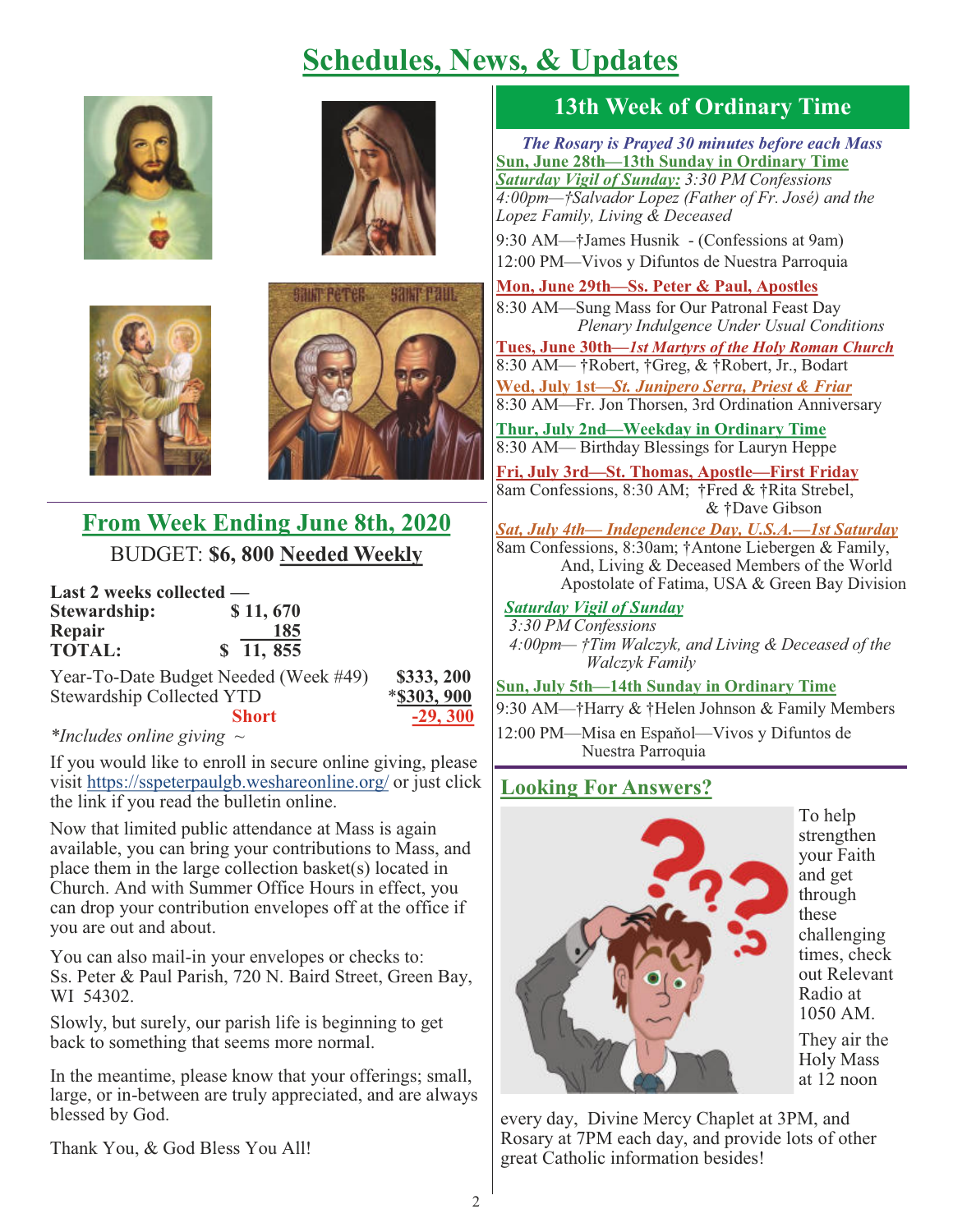# Schedules, News, & Updates

## From Week Ending June 8th, 2020

BUDGET: **$6, 800 Needed Weekly**

**Last 2 weeks collected —**

| | |
|---|---|
| **Stewardship:** | **$ 11, 670** |
| **Repair** | **185** |
| **TOTAL:** | **$ 11, 855** |

| | |
|---|---|
| Year-To-Date Budget Needed (Week #49) | **$333, 200** |
| Stewardship Collected YTD | ***$303, 900** |
| **Short** | **-29, 300** |

*\*Includes online giving ~*

If you would like to enroll in secure online giving, please visit https://sspeterpaulgb.weshareonline.org/ or just click the link if you read the bulletin online.

Now that limited public attendance at Mass is again available, you can bring your contributions to Mass, and place them in the large collection basket(s) located in Church. And with Summer Office Hours in effect, you can drop your contribution envelopes off at the office if you are out and about.

You can also mail-in your envelopes or checks to:
Ss. Peter & Paul Parish, 720 N. Baird Street, Green Bay, WI 54302.

Slowly, but surely, our parish life is beginning to get back to something that seems more normal.

In the meantime, please know that your offerings; small, large, or in-between are truly appreciated, and are always blessed by God.

Thank You, & God Bless You All!

## 13th Week of Ordinary Time

***The Rosary is Prayed 30 minutes before each Mass***

**Sun, June 28th—13th Sunday in Ordinary Time**

***Saturday Vigil of Sunday:*** *3:30 PM Confessions*
*4:00pm—†Salvador Lopez (Father of Fr. José) and the Lopez Family, Living & Deceased*

9:30 AM—†James Husnik - (Confessions at 9am)
12:00 PM—Vivos y Difuntos de Nuestra Parroquia

**Mon, June 29th—Ss. Peter & Paul, Apostles**
8:30 AM—Sung Mass for Our Patronal Feast Day
*Plenary Indulgence Under Usual Conditions*

**Tues, June 30th—*1st Martyrs of the Holy Roman Church***
8:30 AM— †Robert, †Greg, & †Robert, Jr., Bodart

**Wed, July 1st—*St. Junipero Serra, Priest & Friar***
8:30 AM—Fr. Jon Thorsen, 3rd Ordination Anniversary

**Thur, July 2nd—Weekday in Ordinary Time**
8:30 AM— Birthday Blessings for Lauryn Heppe

**Fri, July 3rd—St. Thomas, Apostle—First Friday**
8am Confessions, 8:30 AM; †Fred & †Rita Strebel, & †Dave Gibson

***Sat, July 4th— Independence Day, U.S.A.—1st Saturday***
8am Confessions, 8:30am; †Antone Liebergen & Family, And, Living & Deceased Members of the World Apostolate of Fatima, USA & Green Bay Division

***Saturday Vigil of Sunday***
*3:30 PM Confessions*
*4:00pm— †Tim Walczyk, and Living & Deceased of the Walczyk Family*

**Sun, July 5th—14th Sunday in Ordinary Time**
9:30 AM—†Harry & †Helen Johnson & Family Members
12:00 PM—Misa en Espaňol—Vivos y Difuntos de Nuestra Parroquia

## Looking For Answers?

To help strengthen your Faith and get through these challenging times, check out Relevant Radio at 1050 AM.

They air the Holy Mass at 12 noon every day, Divine Mercy Chaplet at 3PM, and Rosary at 7PM each day, and provide lots of other great Catholic information besides!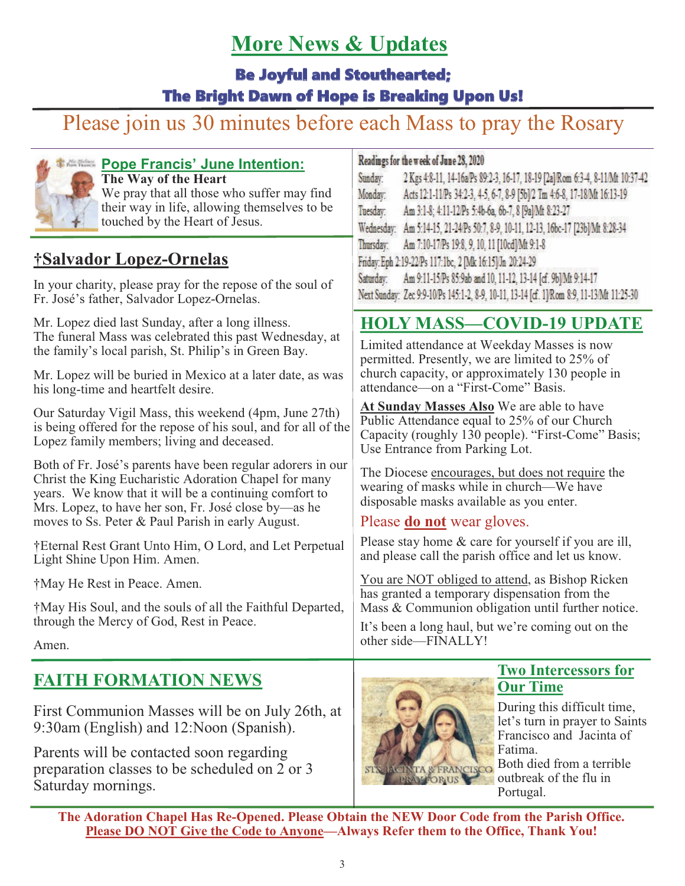# More News & Updates

**Be Joyful and Stouthearted;**
**The Bright Dawn of Hope is Breaking Upon Us!**

Please join us 30 minutes before each Mass to pray the Rosary

## Pope Francis' June Intention:

**The Way of the Heart**

We pray that all those who suffer may find their way in life, allowing themselves to be touched by the Heart of Jesus.

## †Salvador Lopez-Ornelas

In your charity, please pray for the repose of the soul of Fr. José's father, Salvador Lopez-Ornelas.

Mr. Lopez died last Sunday, after a long illness. The funeral Mass was celebrated this past Wednesday, at the family's local parish, St. Philip's in Green Bay.

Mr. Lopez will be buried in Mexico at a later date, as was his long-time and heartfelt desire.

Our Saturday Vigil Mass, this weekend (4pm, June 27th) is being offered for the repose of his soul, and for all of the Lopez family members; living and deceased.

Both of Fr. José's parents have been regular adorers in our Christ the King Eucharistic Adoration Chapel for many years. We know that it will be a continuing comfort to Mrs. Lopez, to have her son, Fr. José close by—as he moves to Ss. Peter & Paul Parish in early August.

†Eternal Rest Grant Unto Him, O Lord, and Let Perpetual Light Shine Upon Him. Amen.

†May He Rest in Peace. Amen.

†May His Soul, and the souls of all the Faithful Departed, through the Mercy of God, Rest in Peace.

Amen.

**Readings for the week of June 28, 2020**

Sunday: 2 Kgs 4:8-11, 14-16a/Ps 89:2-3, 16-17, 18-19 [2a]/Rom 6:3-4, 8-11/Mt 10:37-42
Monday: Acts 12:1-11/Ps 34:2-3, 4-5, 6-7, 8-9 [5b]/2 Tm 4:6-8, 17-18/Mt 16:13-19
Tuesday: Am 3:1-8; 4:11-12/Ps 5:4b-6a, 6b-7, 8 [9a]/Mt 8:23-27
Wednesday: Am 5:14-15, 21-24/Ps 50:7, 8-9, 10-11, 12-13, 16bc-17 [23b]/Mt 8:28-34
Thursday: Am 7:10-17/Ps 19:8, 9, 10, 11 [10cd]/Mt 9:1-8
Friday: Eph 2:19-22/Ps 117:1bc, 2 [Mk 16:15]/Jn 20:24-29
Saturday: Am 9:11-15/Ps 85:9ab and 10, 11-12, 13-14 [cf. 9b]/Mt 9:14-17
Next Sunday: Zec 9:9-10/Ps 145:1-2, 8-9, 10-11, 13-14 [cf. 1]/Rom 8:9, 11-13/Mt 11:25-30

## HOLY MASS—COVID-19 UPDATE

Limited attendance at Weekday Masses is now permitted. Presently, we are limited to 25% of church capacity, or approximately 130 people in attendance—on a "First-Come" Basis.

**At Sunday Masses Also** We are able to have Public Attendance equal to 25% of our Church Capacity (roughly 130 people). "First-Come" Basis; Use Entrance from Parking Lot.

The Diocese encourages, but does not require the wearing of masks while in church—We have disposable masks available as you enter.

Please **do not** wear gloves.

Please stay home & care for yourself if you are ill, and please call the parish office and let us know.

You are NOT obliged to attend, as Bishop Ricken has granted a temporary dispensation from the Mass & Communion obligation until further notice.

It's been a long haul, but we're coming out on the other side—FINALLY!

## FAITH FORMATION NEWS

First Communion Masses will be on July 26th, at 9:30am (English) and 12:Noon (Spanish).

Parents will be contacted soon regarding preparation classes to be scheduled on 2 or 3 Saturday mornings.

## Two Intercessors for Our Time

STS. JACINTA & FRANCISCO PRAY FOR US

During this difficult time, let's turn in prayer to Saints Francisco and Jacinta of Fatima.
Both died from a terrible outbreak of the flu in Portugal.

**The Adoration Chapel Has Re-Opened. Please Obtain the NEW Door Code from the Parish Office. Please DO NOT Give the Code to Anyone—Always Refer them to the Office, Thank You!**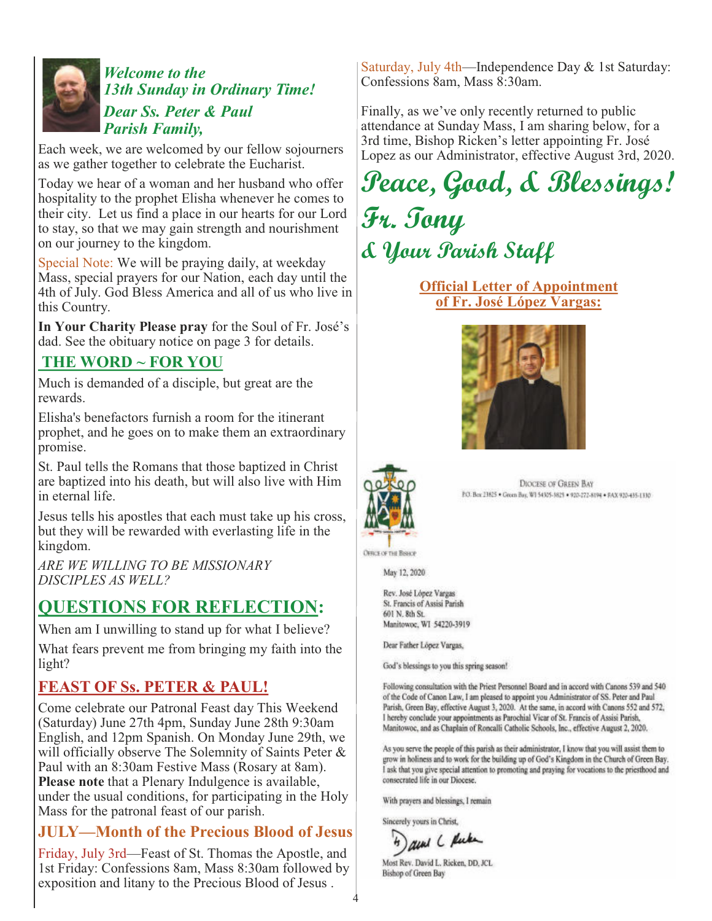*Welcome to the 13th Sunday in Ordinary Time!*

*Dear Ss. Peter & Paul Parish Family,*

Each week, we are welcomed by our fellow sojourners as we gather together to celebrate the Eucharist.

Today we hear of a woman and her husband who offer hospitality to the prophet Elisha whenever he comes to their city. Let us find a place in our hearts for our Lord to stay, so that we may gain strength and nourishment on our journey to the kingdom.

Special Note: We will be praying daily, at weekday Mass, special prayers for our Nation, each day until the 4th of July. God Bless America and all of us who live in this Country.

**In Your Charity Please pray** for the Soul of Fr. José's dad. See the obituary notice on page 3 for details.

## THE WORD ~ FOR YOU

Much is demanded of a disciple, but great are the rewards.

Elisha's benefactors furnish a room for the itinerant prophet, and he goes on to make them an extraordinary promise.

St. Paul tells the Romans that those baptized in Christ are baptized into his death, but will also live with Him in eternal life.

Jesus tells his apostles that each must take up his cross, but they will be rewarded with everlasting life in the kingdom.

*ARE WE WILLING TO BE MISSIONARY DISCIPLES AS WELL?*

## QUESTIONS FOR REFLECTION:

When am I unwilling to stand up for what I believe?

What fears prevent me from bringing my faith into the light?

## FEAST OF Ss. PETER & PAUL!

Come celebrate our Patronal Feast day This Weekend (Saturday) June 27th 4pm, Sunday June 28th 9:30am English, and 12pm Spanish. On Monday June 29th, we will officially observe The Solemnity of Saints Peter & Paul with an 8:30am Festive Mass (Rosary at 8am). **Please note** that a Plenary Indulgence is available, under the usual conditions, for participating in the Holy Mass for the patronal feast of our parish.

## JULY—Month of the Precious Blood of Jesus

Friday, July 3rd—Feast of St. Thomas the Apostle, and 1st Friday: Confessions 8am, Mass 8:30am followed by exposition and litany to the Precious Blood of Jesus .

Saturday, July 4th—Independence Day & 1st Saturday: Confessions 8am, Mass 8:30am.

Finally, as we've only recently returned to public attendance at Sunday Mass, I am sharing below, for a 3rd time, Bishop Ricken's letter appointing Fr. José Lopez as our Administrator, effective August 3rd, 2020.

**Peace, Good, & Blessings!**

**Fr. Tony**

**& Your Parish Staff**

## Official Letter of Appointment of Fr. José López Vargas:

DIOCESE OF GREEN BAY
P.O. Box 23825 • Green Bay, WI 54305-3825 • 920-272-8194 • FAX 920-435-1330

OFFICE OF THE BISHOP

May 12, 2020

Rev. José López Vargas
St. Francis of Assisi Parish
601 N. 8th St.
Manitowoc, WI 54220-3919

Dear Father López Vargas,

God's blessings to you this spring season!

Following consultation with the Priest Personnel Board and in accord with Canons 539 and 540 of the Code of Canon Law, I am pleased to appoint you Administrator of SS. Peter and Paul Parish, Green Bay, effective August 3, 2020. At the same, in accord with Canons 552 and 572, I hereby conclude your appointments as Parochial Vicar of St. Francis of Assisi Parish, Manitowoc, and as Chaplain of Roncalli Catholic Schools, Inc., effective August 2, 2020.

As you serve the people of this parish as their administrator, I know that you will assist them to grow in holiness and to work for the building up of God's Kingdom in the Church of Green Bay. I ask that you give special attention to promoting and praying for vocations to the priesthood and consecrated life in our Diocese.

With prayers and blessings, I remain

Sincerely yours in Christ,

David L. Ricken

Most Rev. David L. Ricken, DD, JCL
Bishop of Green Bay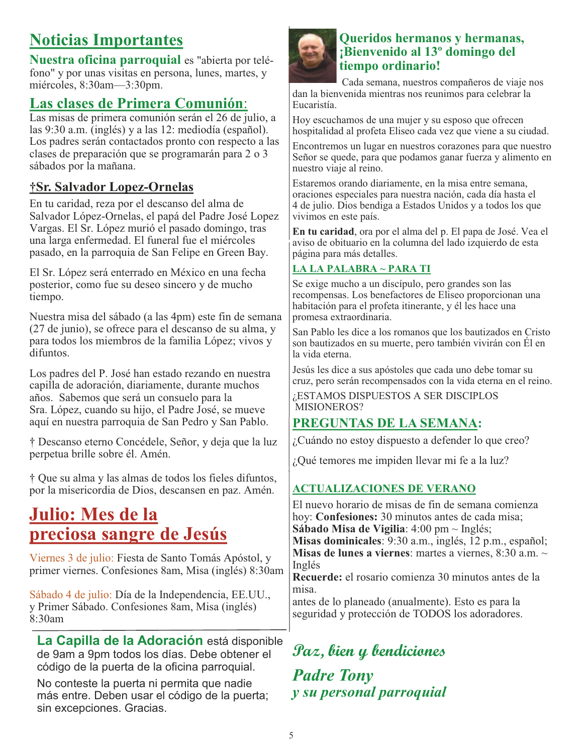## Noticias Importantes

**Nuestra oficina parroquial** es "abierta por teléfono" y por unas visitas en persona, lunes, martes, y miércoles, 8:30am—3:30pm.

## Las clases de Primera Comunión:

Las misas de primera comunión serán el 26 de julio, a las 9:30 a.m. (inglés) y a las 12: mediodía (español). Los padres serán contactados pronto con respecto a las clases de preparación que se programarán para 2 o 3 sábados por la mañana.

### †Sr. Salvador Lopez-Ornelas

En tu caridad, reza por el descanso del alma de Salvador López-Ornelas, el papá del Padre José Lopez Vargas. El Sr. López murió el pasado domingo, tras una larga enfermedad. El funeral fue el miércoles pasado, en la parroquia de San Felipe en Green Bay.

El Sr. López será enterrado en México en una fecha posterior, como fue su deseo sincero y de mucho tiempo.

Nuestra misa del sábado (a las 4pm) este fin de semana (27 de junio), se ofrece para el descanso de su alma, y para todos los miembros de la familia López; vivos y difuntos.

Los padres del P. José han estado rezando en nuestra capilla de adoración, diariamente, durante muchos años. Sabemos que será un consuelo para la Sra. López, cuando su hijo, el Padre José, se mueve aquí en nuestra parroquia de San Pedro y San Pablo.

† Descanso eterno Concédele, Señor, y deja que la luz perpetua brille sobre él. Amén.

† Que su alma y las almas de todos los fieles difuntos, por la misericordia de Dios, descansen en paz. Amén.

## Julio: Mes de la preciosa sangre de Jesús

Viernes 3 de julio: Fiesta de Santo Tomás Apóstol, y primer viernes. Confesiones 8am, Misa (inglés) 8:30am

Sábado 4 de julio: Día de la Independencia, EE.UU., y Primer Sábado. Confesiones 8am, Misa (inglés) 8:30am

**La Capilla de la Adoración** está disponible de 9am a 9pm todos los días. Debe obtener el código de la puerta de la oficina parroquial.

No conteste la puerta ni permita que nadie más entre. Deben usar el código de la puerta; sin excepciones. Gracias.

## Queridos hermanos y hermanas, ¡Bienvenido al 13º domingo del tiempo ordinario!

Cada semana, nuestros compañeros de viaje nos dan la bienvenida mientras nos reunimos para celebrar la Eucaristía.

Hoy escuchamos de una mujer y su esposo que ofrecen hospitalidad al profeta Eliseo cada vez que viene a su ciudad.

Encontremos un lugar en nuestros corazones para que nuestro Señor se quede, para que podamos ganar fuerza y alimento en nuestro viaje al reino.

Estaremos orando diariamente, en la misa entre semana, oraciones especiales para nuestra nación, cada día hasta el 4 de julio. Dios bendiga a Estados Unidos y a todos los que vivimos en este país.

**En tu caridad**, ora por el alma del p. El papa de José. Vea el aviso de obituario en la columna del lado izquierdo de esta página para más detalles.

### LA LA PALABRA ~ PARA TI

Se exige mucho a un discípulo, pero grandes son las recompensas. Los benefactores de Eliseo proporcionan una habitación para el profeta itinerante, y él les hace una promesa extraordinaria.

San Pablo les dice a los romanos que los bautizados en Cristo son bautizados en su muerte, pero también vivirán con Él en la vida eterna.

Jesús les dice a sus apóstoles que cada uno debe tomar su cruz, pero serán recompensados con la vida eterna en el reino.

¿ESTAMOS DISPUESTOS A SER DISCIPLOS MISIONEROS?

## PREGUNTAS DE LA SEMANA:

¿Cuándo no estoy dispuesto a defender lo que creo?

¿Qué temores me impiden llevar mi fe a la luz?

### ACTUALIZACIONES DE VERANO

El nuevo horario de misas de fin de semana comienza hoy: **Confesiones:** 30 minutos antes de cada misa;
**Sábado Misa de Vigilia**: 4:00 pm ~ Inglés;
**Misas dominicales**: 9:30 a.m., inglés, 12 p.m., español;
**Misas de lunes a viernes**: martes a viernes, 8:30 a.m. ~ Inglés
**Recuerde:** el rosario comienza 30 minutos antes de la misa.
antes de lo planeado (anualmente). Esto es para la seguridad y protección de TODOS los adoradores.

*Paz, bien y bendiciones*

*Padre Tony*
*y su personal parroquial*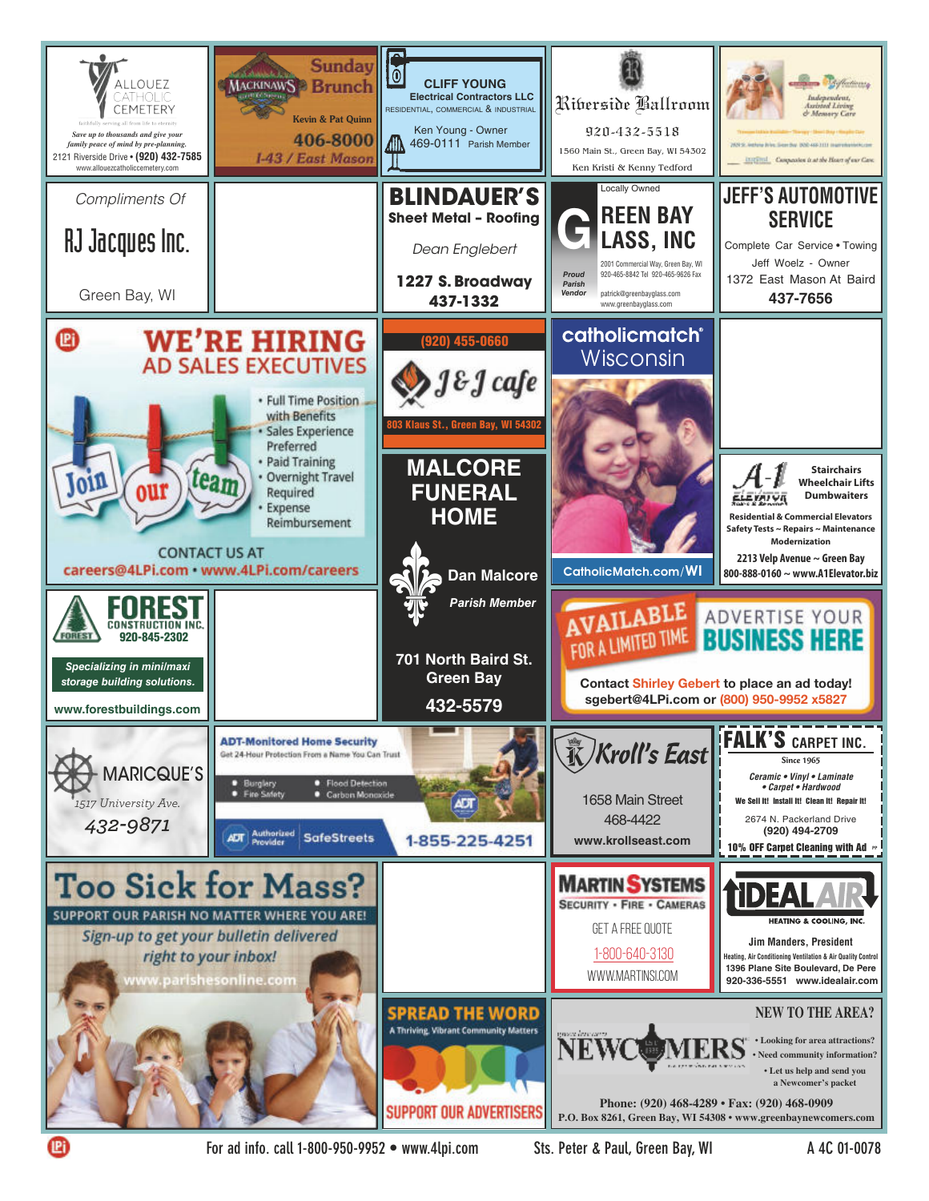ALLOUEZ CATHOLIC CEMETERY

faithfully serving all from life to eternity

Save up to thousands and give your family peace of mind by pre-planning.

2121 Riverside Drive • (920) 432-7585
www.allouezcatholiccemetery.com

MACKINAWS

Sunday Brunch

Kevin & Pat Quinn

406-8000

I-43 / East Mason

CLIFF YOUNG
Electrical Contractors LLC
RESIDENTIAL, COMMERCIAL & INDUSTRIAL

Ken Young - Owner
469-0111 Parish Member

Riverside Ballroom

920-432-5518

1560 Main St., Green Bay, WI 54302

Ken Kristi & Kenny Tedford

Independent, Assisted Living & Memory Care

Compassion is at the Heart of our Care

Compliments Of

RJ Jacques Inc.

Green Bay, WI

BLINDAUER'S
Sheet Metal - Roofing

Dean Englebert

1227 S. Broadway
437-1332

Locally Owned

GREEN BAY GLASS, INC

Proud Parish Vendor

2001 Commercial Way, Green Bay, WI
920-465-8842 Tel 920-465-9626 Fax

patrick@greenbayglass.com
www.greenbayglass.com

JEFF'S AUTOMOTIVE SERVICE

Complete Car Service • Towing

Jeff Woelz - Owner

1372 East Mason At Baird

437-7656

WE'RE HIRING
AD SALES EXECUTIVES

Join our team

- Full Time Position with Benefits
- Sales Experience Preferred
- Paid Training
- Overnight Travel Required
- Expense Reimbursement

CONTACT US AT
careers@4LPi.com • www.4LPi.com/careers

(920) 455-0660

J&J cafe

803 Klaus St., Green Bay, WI 54302

MALCORE FUNERAL HOME

Dan Malcore

Parish Member

701 North Baird St.
Green Bay

432-5579

catholicmatch® Wisconsin

CatholicMatch.com/WI

A-1 ELEVATOR

Stairchairs
Wheelchair Lifts
Dumbwaiters

Residential & Commercial Elevators
Safety Tests ~ Repairs ~ Maintenance
Modernization

2213 Velp Avenue ~ Green Bay
800-888-0160 ~ www.A1Elevator.biz

FOREST CONSTRUCTION INC.
920-845-2302

Specializing in mini/maxi storage building solutions.

www.forestbuildings.com

AVAILABLE FOR A LIMITED TIME

ADVERTISE YOUR BUSINESS HERE

Contact Shirley Gebert to place an ad today!
sgebert@4LPi.com or (800) 950-9952 x5827

MARICQUE'S

1517 University Ave.

432-9871

ADT-Monitored Home Security
Get 24-Hour Protection From a Name You Can Trust

- Burglary
- Fire Safety
- Flood Detection
- Carbon Monoxide

ADT Authorized Provider SafeStreets

1-855-225-4251

Kroll's East

1658 Main Street
468-4422
www.krollseast.com

FALK'S CARPET INC.
Since 1965

Ceramic • Vinyl • Laminate
• Carpet • Hardwood

We Sell It! Install It! Clean It! Repair It!

2674 N. Packerland Drive
(920) 494-2709

10% OFF Carpet Cleaning with Ad

Too Sick for Mass?

SUPPORT OUR PARISH NO MATTER WHERE YOU ARE!

Sign-up to get your bulletin delivered right to your inbox!

www.parishesonline.com

MARTIN SYSTEMS
SECURITY • FIRE • CAMERAS

GET A FREE QUOTE

1-800-640-3130

WWW.MARTINSI.COM

IDEAL AIR
HEATING & COOLING, INC.

Jim Manders, President

Heating, Air Conditioning Ventilation & Air Quality Control

1396 Plane Site Boulevard, De Pere
920-336-5551 www.idealair.com

SPREAD THE WORD
A Thriving, Vibrant Community Matters

SUPPORT OUR ADVERTISERS

NEW TO THE AREA?

NEWCOMERS

- Looking for area attractions?
- Need community information?
- Let us help and send you a Newcomer's packet

Phone: (920) 468-4289 • Fax: (920) 468-0909
P.O. Box 8261, Green Bay, WI 54308 • www.greenbaynewcomers.com

For ad info. call 1-800-950-9952 • www.4lpi.com

Sts. Peter & Paul, Green Bay, WI

A 4C 01-0078